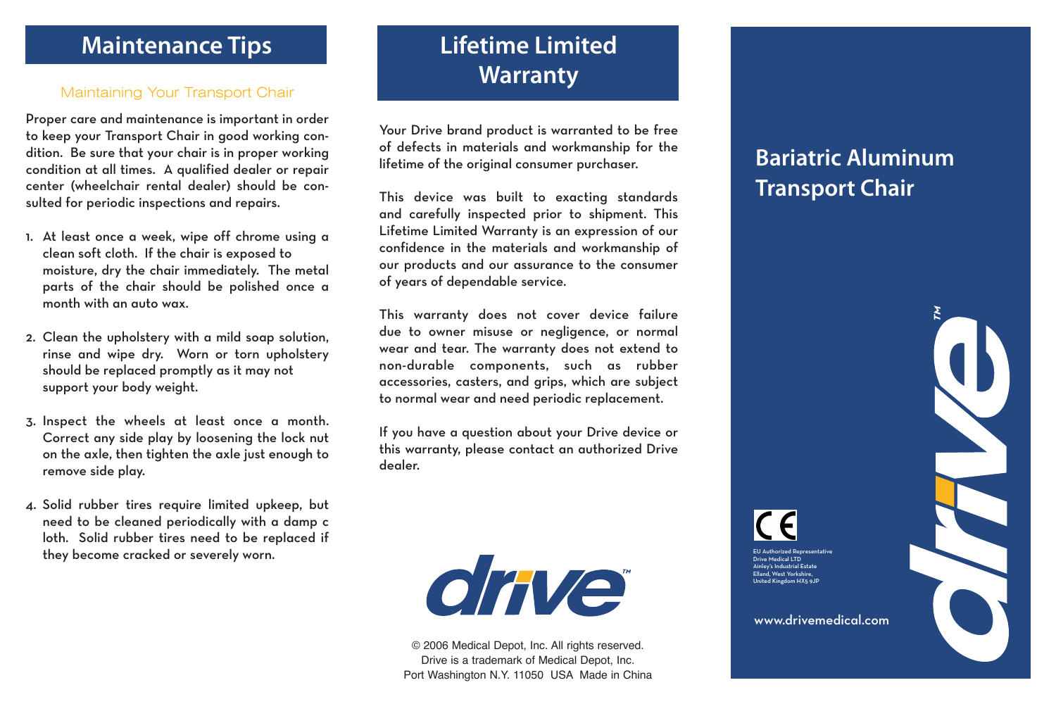## Maintenance Tips

### Maintaining Your Transport Chair

Proper care and maintenance is important in order to keep your Transport Chair in good working condition. Be sure that your chair is in proper working condition at all times. A qualified dealer or repair center (wheelchair rental dealer) should be consulted for periodic inspections and repairs.

1. At least once a week, wipe off chrome using a clean soft cloth. If the chair is exposed to moisture, dry the chair immediately. The metal parts of the chair should be polished once a month with an auto wax.
2. Clean the upholstery with a mild soap solution, rinse and wipe dry. Worn or torn upholstery should be replaced promptly as it may not support your body weight.
3. Inspect the wheels at least once a month. Correct any side play by loosening the lock nut on the axle, then tighten the axle just enough to remove side play.
4. Solid rubber tires require limited upkeep, but need to be cleaned periodically with a damp c loth. Solid rubber tires need to be replaced if they become cracked or severely worn.

## Lifetime Limited Warranty

Your Drive brand product is warranted to be free of defects in materials and workmanship for the lifetime of the original consumer purchaser.

This device was built to exacting standards and carefully inspected prior to shipment. This Lifetime Limited Warranty is an expression of our confidence in the materials and workmanship of our products and our assurance to the consumer of years of dependable service.

This warranty does not cover device failure due to owner misuse or negligence, or normal wear and tear. The warranty does not extend to non-durable components, such as rubber accessories, casters, and grips, which are subject to normal wear and need periodic replacement.

If you have a question about your Drive device or this warranty, please contact an authorized Drive dealer.

drive™

© 2006 Medical Depot, Inc. All rights reserved.
Drive is a trademark of Medical Depot, Inc.
Port Washington N.Y. 11050 USA Made in China

# Bariatric Aluminum Transport Chair

CE

EU Authorized Representative
Drive Medical LTD
Ainley's Industrial Estate
Elland, West Yorkshire,
United Kingdom HX5 9JP

www.drivemedical.com

drive™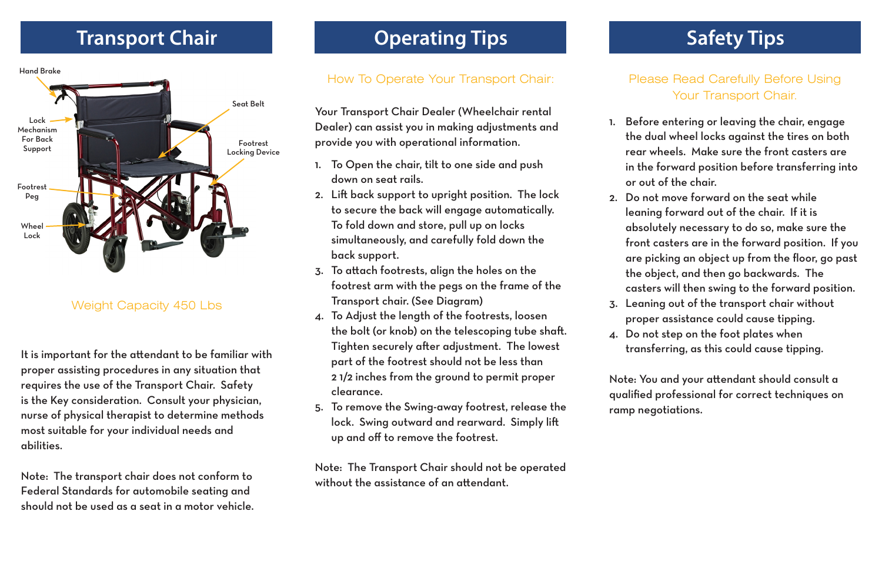## Transport Chair

Hand Brake

Lock Mechanism For Back Support

Seat Belt

Footrest Locking Device

Footrest Peg

Wheel Lock

Weight Capacity 450 Lbs

It is important for the attendant to be familiar with proper assisting procedures in any situation that requires the use of the Transport Chair. Safety is the Key consideration. Consult your physician, nurse of physical therapist to determine methods most suitable for your individual needs and abilities.

Note: The transport chair does not conform to Federal Standards for automobile seating and should not be used as a seat in a motor vehicle.

## Operating Tips

### How To Operate Your Transport Chair:

Your Transport Chair Dealer (Wheelchair rental Dealer) can assist you in making adjustments and provide you with operational information.

1. To Open the chair, tilt to one side and push down on seat rails.
2. Lift back support to upright position. The lock to secure the back will engage automatically. To fold down and store, pull up on locks simultaneously, and carefully fold down the back support.
3. To attach footrests, align the holes on the footrest arm with the pegs on the frame of the Transport chair. (See Diagram)
4. To Adjust the length of the footrests, loosen the bolt (or knob) on the telescoping tube shaft. Tighten securely after adjustment. The lowest part of the footrest should not be less than 2 1/2 inches from the ground to permit proper clearance.
5. To remove the Swing-away footrest, release the lock. Swing outward and rearward. Simply lift up and off to remove the footrest.

Note: The Transport Chair should not be operated without the assistance of an attendant.

## Safety Tips

### Please Read Carefully Before Using Your Transport Chair.

1. Before entering or leaving the chair, engage the dual wheel locks against the tires on both rear wheels. Make sure the front casters are in the forward position before transferring into or out of the chair.
2. Do not move forward on the seat while leaning forward out of the chair. If it is absolutely necessary to do so, make sure the front casters are in the forward position. If you are picking an object up from the floor, go past the object, and then go backwards. The casters will then swing to the forward position.
3. Leaning out of the transport chair without proper assistance could cause tipping.
4. Do not step on the foot plates when transferring, as this could cause tipping.

Note: You and your attendant should consult a qualified professional for correct techniques on ramp negotiations.